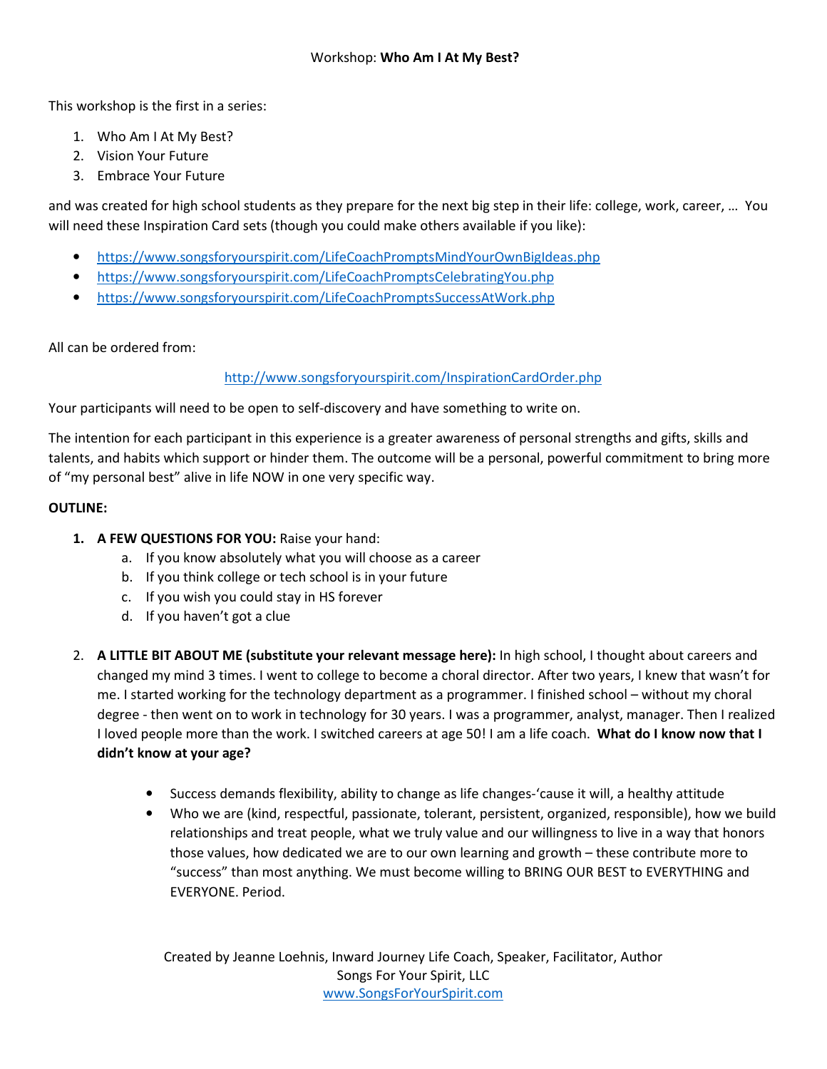Workshop: **Who Am I At My Best?**

This workshop is the first in a series:

1. Who Am I At My Best?
2. Vision Your Future
3. Embrace Your Future

and was created for high school students as they prepare for the next big step in their life: college, work, career, … You will need these Inspiration Card sets (though you could make others available if you like):

- https://www.songsforyourspirit.com/LifeCoachPromptsMindYourOwnBigIdeas.php
- https://www.songsforyourspirit.com/LifeCoachPromptsCelebratingYou.php
- https://www.songsforyourspirit.com/LifeCoachPromptsSuccessAtWork.php

All can be ordered from:

http://www.songsforyourspirit.com/InspirationCardOrder.php

Your participants will need to be open to self-discovery and have something to write on.

The intention for each participant in this experience is a greater awareness of personal strengths and gifts, skills and talents, and habits which support or hinder them. The outcome will be a personal, powerful commitment to bring more of "my personal best" alive in life NOW in one very specific way.

**OUTLINE:**

1. **A FEW QUESTIONS FOR YOU:** Raise your hand:
   a. If you know absolutely what you will choose as a career
   b. If you think college or tech school is in your future
   c. If you wish you could stay in HS forever
   d. If you haven't got a clue

2. **A LITTLE BIT ABOUT ME (substitute your relevant message here):** In high school, I thought about careers and changed my mind 3 times. I went to college to become a choral director. After two years, I knew that wasn't for me. I started working for the technology department as a programmer. I finished school – without my choral degree - then went on to work in technology for 30 years. I was a programmer, analyst, manager. Then I realized I loved people more than the work. I switched careers at age 50! I am a life coach. **What do I know now that I didn't know at your age?**

   - Success demands flexibility, ability to change as life changes-'cause it will, a healthy attitude
   - Who we are (kind, respectful, passionate, tolerant, persistent, organized, responsible), how we build relationships and treat people, what we truly value and our willingness to live in a way that honors those values, how dedicated we are to our own learning and growth – these contribute more to "success" than most anything. We must become willing to BRING OUR BEST to EVERYTHING and EVERYONE. Period.

Created by Jeanne Loehnis, Inward Journey Life Coach, Speaker, Facilitator, Author
Songs For Your Spirit, LLC
www.SongsForYourSpirit.com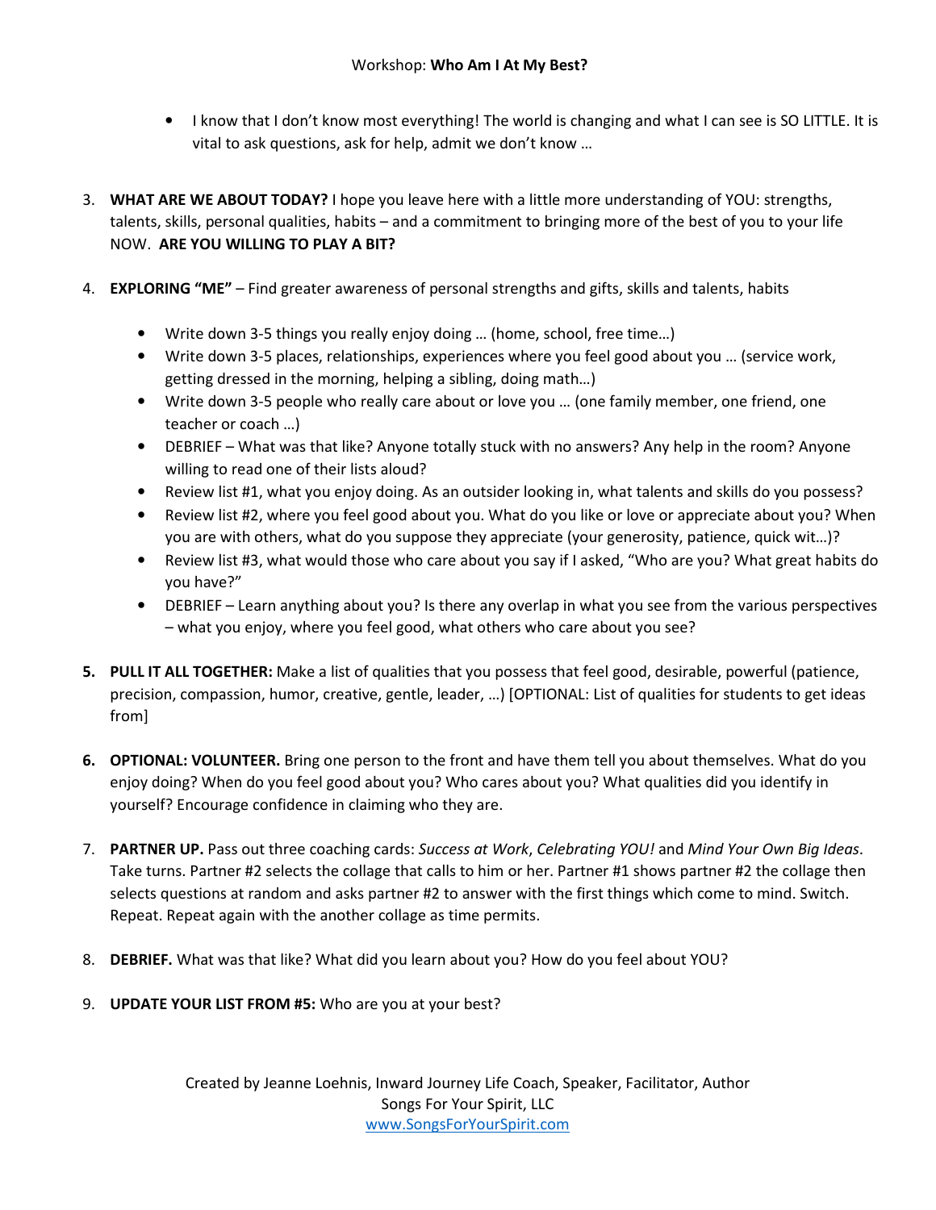- I know that I don't know most everything! The world is changing and what I can see is SO LITTLE. It is vital to ask questions, ask for help, admit we don't know …

3. **WHAT ARE WE ABOUT TODAY?** I hope you leave here with a little more understanding of YOU: strengths, talents, skills, personal qualities, habits – and a commitment to bringing more of the best of you to your life NOW. **ARE YOU WILLING TO PLAY A BIT?**

4. **EXPLORING "ME"** – Find greater awareness of personal strengths and gifts, skills and talents, habits
   - Write down 3-5 things you really enjoy doing … (home, school, free time…)
   - Write down 3-5 places, relationships, experiences where you feel good about you … (service work, getting dressed in the morning, helping a sibling, doing math…)
   - Write down 3-5 people who really care about or love you … (one family member, one friend, one teacher or coach …)
   - DEBRIEF – What was that like? Anyone totally stuck with no answers? Any help in the room? Anyone willing to read one of their lists aloud?
   - Review list #1, what you enjoy doing. As an outsider looking in, what talents and skills do you possess?
   - Review list #2, where you feel good about you. What do you like or love or appreciate about you? When you are with others, what do you suppose they appreciate (your generosity, patience, quick wit…)?
   - Review list #3, what would those who care about you say if I asked, "Who are you? What great habits do you have?"
   - DEBRIEF – Learn anything about you? Is there any overlap in what you see from the various perspectives – what you enjoy, where you feel good, what others who care about you see?

5. **PULL IT ALL TOGETHER:** Make a list of qualities that you possess that feel good, desirable, powerful (patience, precision, compassion, humor, creative, gentle, leader, …) [OPTIONAL: List of qualities for students to get ideas from]

6. **OPTIONAL: VOLUNTEER.** Bring one person to the front and have them tell you about themselves. What do you enjoy doing? When do you feel good about you? Who cares about you? What qualities did you identify in yourself? Encourage confidence in claiming who they are.

7. **PARTNER UP.** Pass out three coaching cards: *Success at Work*, *Celebrating YOU!* and *Mind Your Own Big Ideas*. Take turns. Partner #2 selects the collage that calls to him or her. Partner #1 shows partner #2 the collage then selects questions at random and asks partner #2 to answer with the first things which come to mind. Switch. Repeat. Repeat again with the another collage as time permits.

8. **DEBRIEF.** What was that like? What did you learn about you? How do you feel about YOU?

9. **UPDATE YOUR LIST FROM #5:** Who are you at your best?

Created by Jeanne Loehnis, Inward Journey Life Coach, Speaker, Facilitator, Author
Songs For Your Spirit, LLC
www.SongsForYourSpirit.com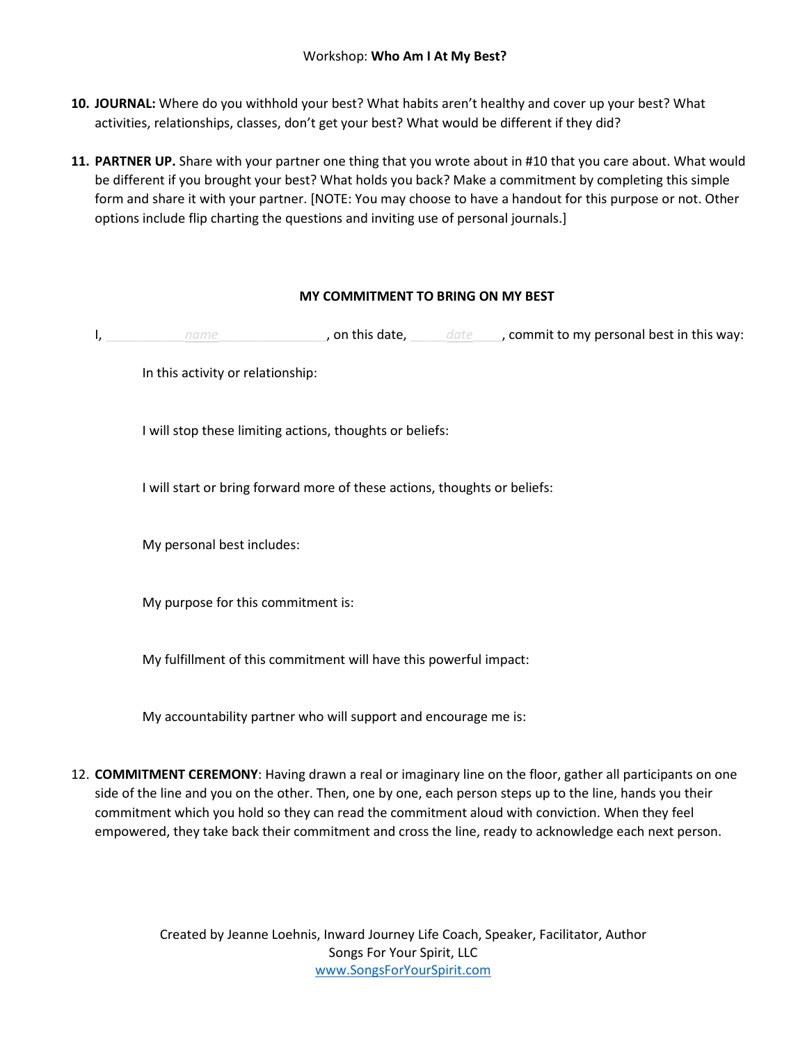10. **JOURNAL:** Where do you withhold your best? What habits aren't healthy and cover up your best? What activities, relationships, classes, don't get your best? What would be different if they did?

11. **PARTNER UP.** Share with your partner one thing that you wrote about in #10 that you care about. What would be different if you brought your best? What holds you back? Make a commitment by completing this simple form and share it with your partner. [NOTE: You may choose to have a handout for this purpose or not. Other options include flip charting the questions and inviting use of personal journals.]

**MY COMMITMENT TO BRING ON MY BEST**

I, ___________*name*_______________, on this date, _____*date*____, commit to my personal best in this way:

In this activity or relationship:

I will stop these limiting actions, thoughts or beliefs:

I will start or bring forward more of these actions, thoughts or beliefs:

My personal best includes:

My purpose for this commitment is:

My fulfillment of this commitment will have this powerful impact:

My accountability partner who will support and encourage me is:

12. **COMMITMENT CEREMONY**: Having drawn a real or imaginary line on the floor, gather all participants on one side of the line and you on the other. Then, one by one, each person steps up to the line, hands you their commitment which you hold so they can read the commitment aloud with conviction. When they feel empowered, they take back their commitment and cross the line, ready to acknowledge each next person.

Created by Jeanne Loehnis, Inward Journey Life Coach, Speaker, Facilitator, Author
Songs For Your Spirit, LLC
www.SongsForYourSpirit.com